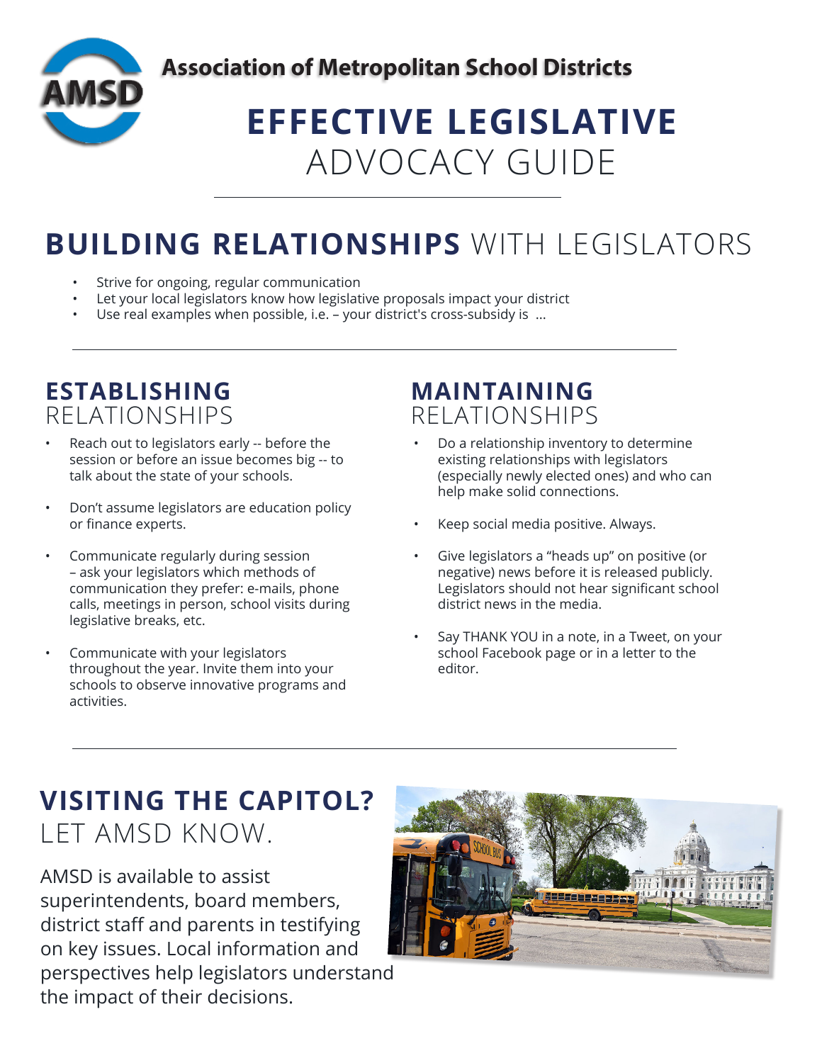**Association of Metropolitan School Districts**

# EFFECTIVE LEGISLATIVE ADVOCACY GUIDE

## BUILDING RELATIONSHIPS WITH LEGISLATORS

- Strive for ongoing, regular communication
- Let your local legislators know how legislative proposals impact your district
- Use real examples when possible, i.e. – your district's cross-subsidy is ...

### ESTABLISHING RELATIONSHIPS

- Reach out to legislators early -- before the session or before an issue becomes big -- to talk about the state of your schools.
- Don't assume legislators are education policy or finance experts.
- Communicate regularly during session – ask your legislators which methods of communication they prefer: e-mails, phone calls, meetings in person, school visits during legislative breaks, etc.
- Communicate with your legislators throughout the year. Invite them into your schools to observe innovative programs and activities.

### MAINTAINING RELATIONSHIPS

- Do a relationship inventory to determine existing relationships with legislators (especially newly elected ones) and who can help make solid connections.
- Keep social media positive. Always.
- Give legislators a "heads up" on positive (or negative) news before it is released publicly. Legislators should not hear significant school district news in the media.
- Say THANK YOU in a note, in a Tweet, on your school Facebook page or in a letter to the editor.

## VISITING THE CAPITOL? LET AMSD KNOW.

AMSD is available to assist superintendents, board members, district staff and parents in testifying on key issues. Local information and perspectives help legislators understand the impact of their decisions.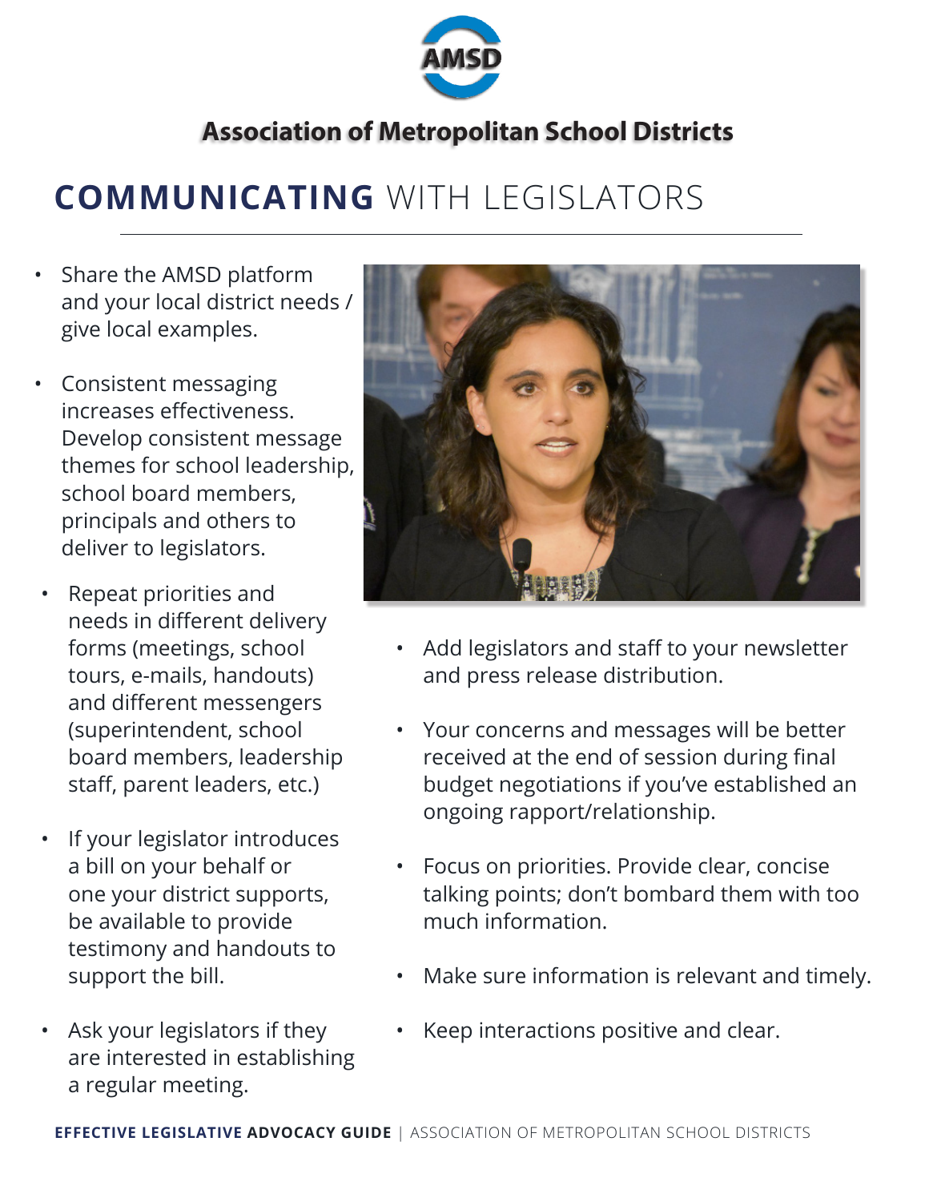Association of Metropolitan School Districts

# COMMUNICATING WITH LEGISLATORS

- Share the AMSD platform and your local district needs / give local examples.
- Consistent messaging increases effectiveness. Develop consistent message themes for school leadership, school board members, principals and others to deliver to legislators.
- Repeat priorities and needs in different delivery forms (meetings, school tours, e-mails, handouts) and different messengers (superintendent, school board members, leadership staff, parent leaders, etc.)
- If your legislator introduces a bill on your behalf or one your district supports, be available to provide testimony and handouts to support the bill.
- Ask your legislators if they are interested in establishing a regular meeting.
- Add legislators and staff to your newsletter and press release distribution.
- Your concerns and messages will be better received at the end of session during final budget negotiations if you've established an ongoing rapport/relationship.
- Focus on priorities. Provide clear, concise talking points; don't bombard them with too much information.
- Make sure information is relevant and timely.
- Keep interactions positive and clear.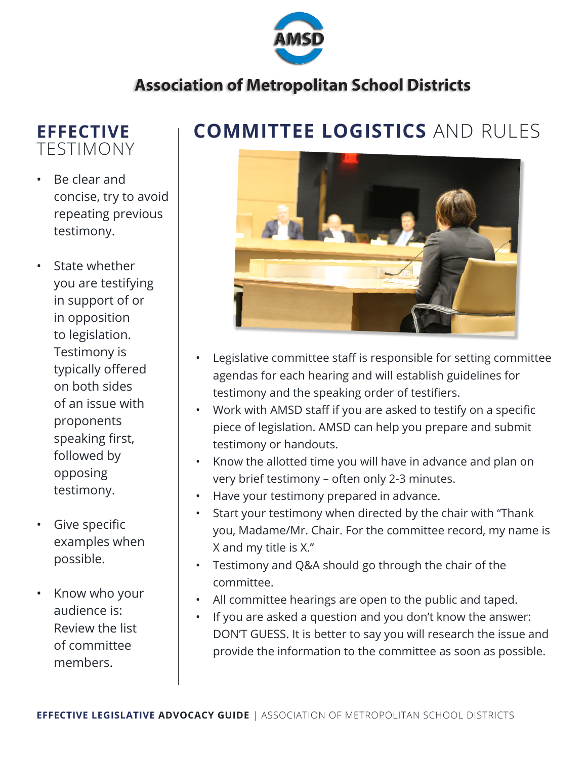# Association of Metropolitan School Districts

## EFFECTIVE TESTIMONY

- Be clear and concise, try to avoid repeating previous testimony.
- State whether you are testifying in support of or in opposition to legislation. Testimony is typically offered on both sides of an issue with proponents speaking first, followed by opposing testimony.
- Give specific examples when possible.
- Know who your audience is: Review the list of committee members.

## COMMITTEE LOGISTICS AND RULES

- Legislative committee staff is responsible for setting committee agendas for each hearing and will establish guidelines for testimony and the speaking order of testifiers.
- Work with AMSD staff if you are asked to testify on a specific piece of legislation. AMSD can help you prepare and submit testimony or handouts.
- Know the allotted time you will have in advance and plan on very brief testimony – often only 2-3 minutes.
- Have your testimony prepared in advance.
- Start your testimony when directed by the chair with "Thank you, Madame/Mr. Chair. For the committee record, my name is X and my title is X."
- Testimony and Q&A should go through the chair of the committee.
- All committee hearings are open to the public and taped.
- If you are asked a question and you don't know the answer: DON'T GUESS. It is better to say you will research the issue and provide the information to the committee as soon as possible.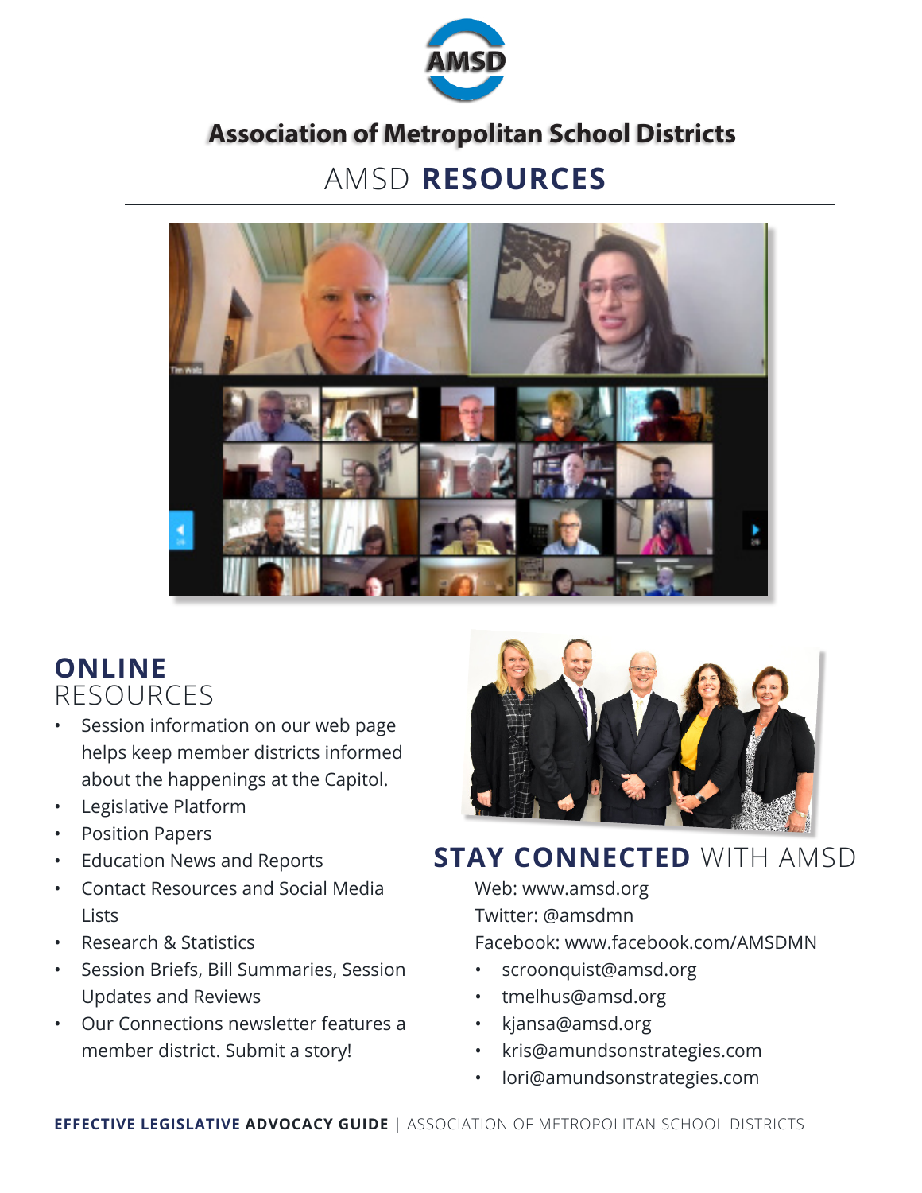# Association of Metropolitan School Districts

## AMSD **RESOURCES**

## **ONLINE** RESOURCES

- Session information on our web page helps keep member districts informed about the happenings at the Capitol.
- Legislative Platform
- Position Papers
- Education News and Reports
- Contact Resources and Social Media Lists
- Research & Statistics
- Session Briefs, Bill Summaries, Session Updates and Reviews
- Our Connections newsletter features a member district. Submit a story!

## **STAY CONNECTED** WITH AMSD

Web: www.amsd.org
Twitter: @amsdmn
Facebook: www.facebook.com/AMSDMN

- scroonquist@amsd.org
- tmelhus@amsd.org
- kjansa@amsd.org
- kris@amundsonstrategies.com
- lori@amundsonstrategies.com